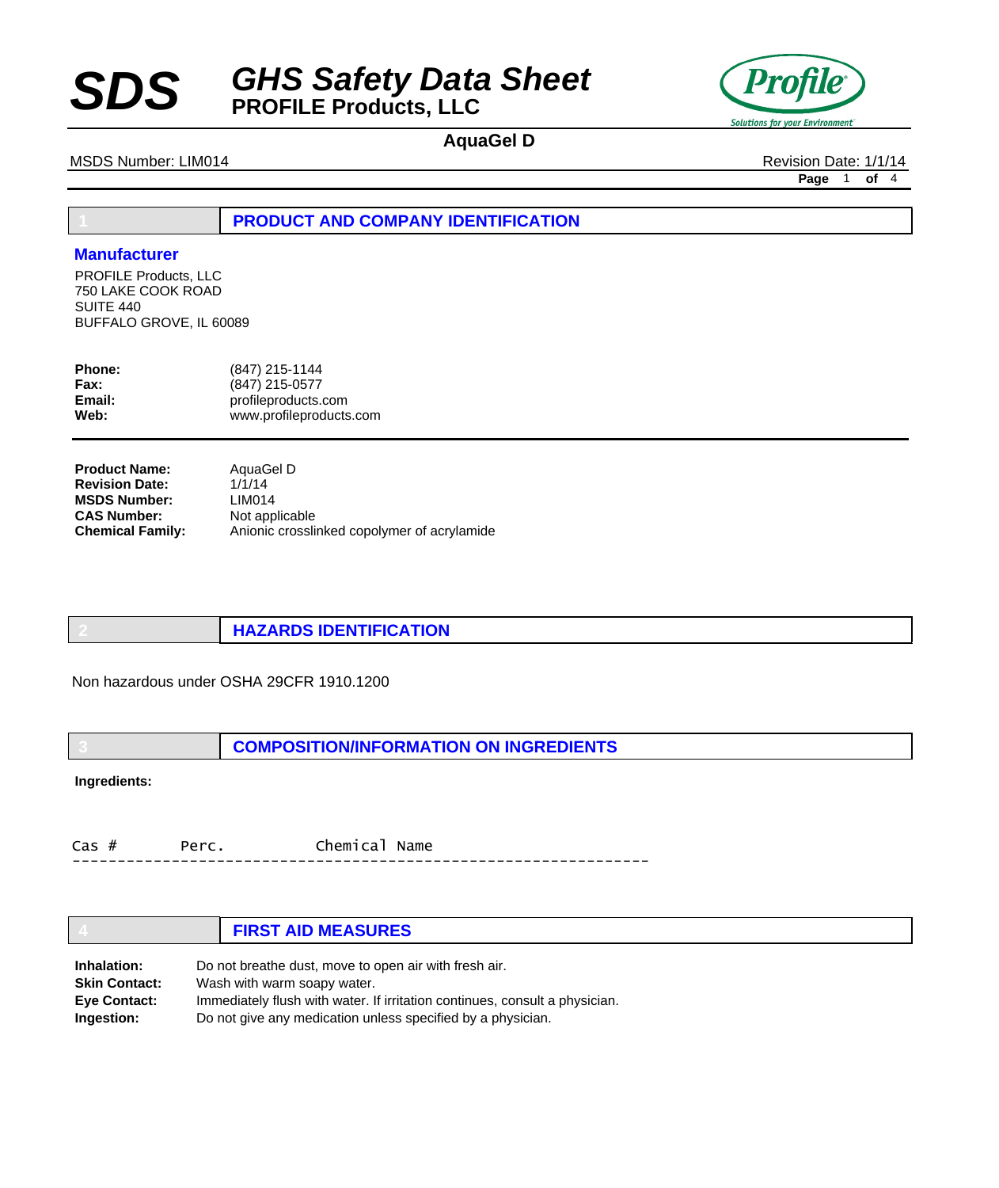# SDS GHS Safety Data Sheet

## PROFILE Products, LLC

**AquaGel D**

MSDS Number: LIM014

Revision Date: 1/1/14

## 1 PRODUCT AND COMPANY IDENTIFICATION

### Manufacturer

PROFILE Products, LLC
750 LAKE COOK ROAD
SUITE 440
BUFFALO GROVE, IL 60089

| | |
|---|---|
| **Phone:** | (847) 215-1144 |
| **Fax:** | (847) 215-0577 |
| **Email:** | profileproducts.com |
| **Web:** | www.profileproducts.com |

| | |
|---|---|
| **Product Name:** | AquaGel D |
| **Revision Date:** | 1/1/14 |
| **MSDS Number:** | LIM014 |
| **CAS Number:** | Not applicable |
| **Chemical Family:** | Anionic crosslinked copolymer of acrylamide |

## 2 HAZARDS IDENTIFICATION

Non hazardous under OSHA 29CFR 1910.1200

## 3 COMPOSITION/INFORMATION ON INGREDIENTS

**Ingredients:**

```
Cas #       Perc.          Chemical Name
-----------------------------------------------------------------
```

## 4 FIRST AID MEASURES

| | |
|---|---|
| **Inhalation:** | Do not breathe dust, move to open air with fresh air. |
| **Skin Contact:** | Wash with warm soapy water. |
| **Eye Contact:** | Immediately flush with water. If irritation continues, consult a physician. |
| **Ingestion:** | Do not give any medication unless specified by a physician. |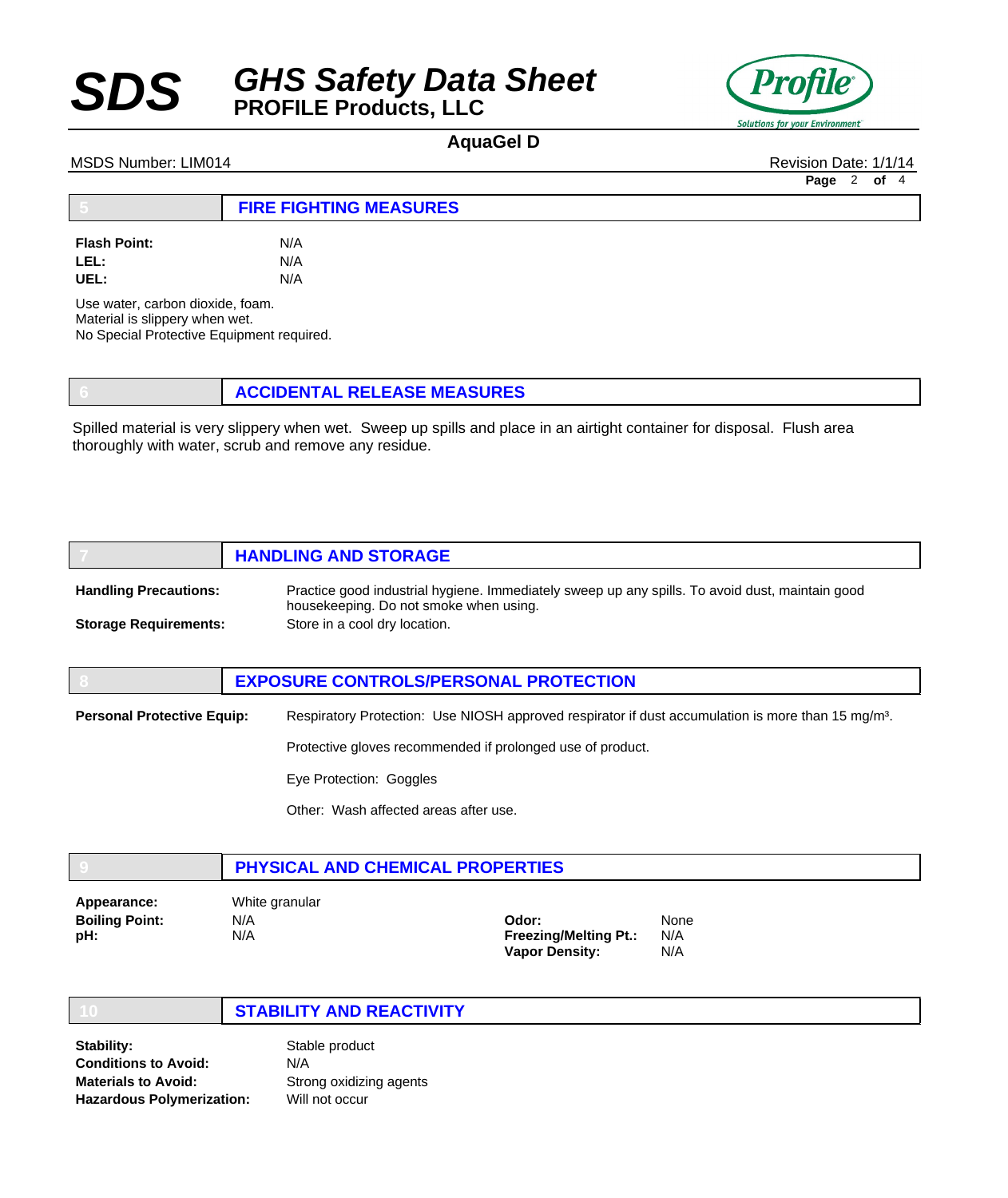## 5 FIRE FIGHTING MEASURES

**Flash Point:** N/A
**LEL:** N/A
**UEL:** N/A

Use water, carbon dioxide, foam.
Material is slippery when wet.
No Special Protective Equipment required.

## 6 ACCIDENTAL RELEASE MEASURES

Spilled material is very slippery when wet. Sweep up spills and place in an airtight container for disposal. Flush area thoroughly with water, scrub and remove any residue.

## 7 HANDLING AND STORAGE

**Handling Precautions:** Practice good industrial hygiene. Immediately sweep up any spills. To avoid dust, maintain good housekeeping. Do not smoke when using.

**Storage Requirements:** Store in a cool dry location.

## 8 EXPOSURE CONTROLS/PERSONAL PROTECTION

**Personal Protective Equip:** Respiratory Protection: Use NIOSH approved respirator if dust accumulation is more than 15 mg/m³.

Protective gloves recommended if prolonged use of product.

Eye Protection: Goggles

Other: Wash affected areas after use.

## 9 PHYSICAL AND CHEMICAL PROPERTIES

**Appearance:** White granular
**Boiling Point:** N/A
**pH:** N/A
**Odor:** None
**Freezing/Melting Pt.:** N/A
**Vapor Density:** N/A

## 10 STABILITY AND REACTIVITY

**Stability:** Stable product
**Conditions to Avoid:** N/A
**Materials to Avoid:** Strong oxidizing agents
**Hazardous Polymerization:** Will not occur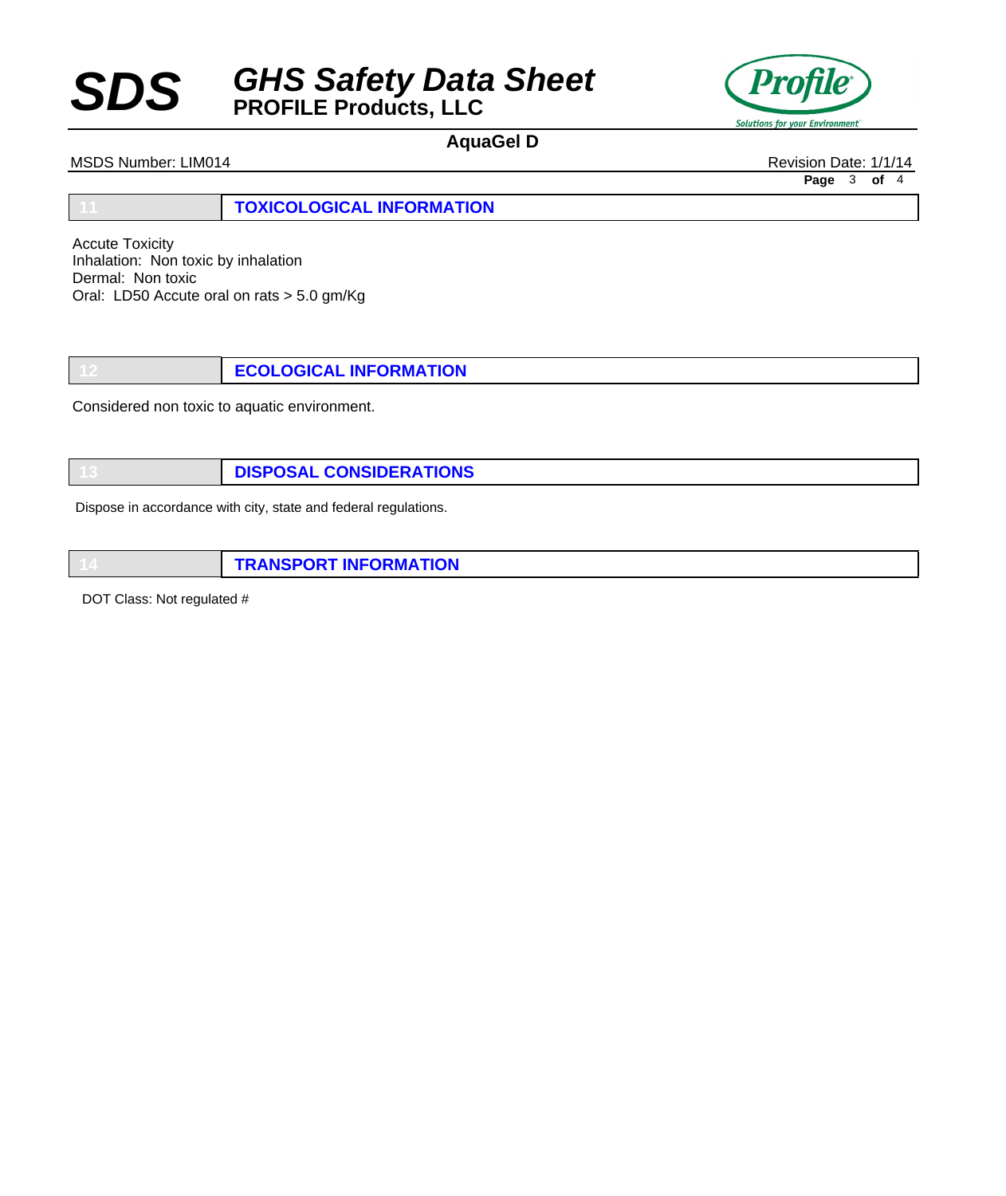## 11 TOXICOLOGICAL INFORMATION

Accute Toxicity
Inhalation: Non toxic by inhalation
Dermal: Non toxic
Oral: LD50 Accute oral on rats > 5.0 gm/Kg

## 12 ECOLOGICAL INFORMATION

Considered non toxic to aquatic environment.

## 13 DISPOSAL CONSIDERATIONS

Dispose in accordance with city, state and federal regulations.

## 14 TRANSPORT INFORMATION

DOT Class: Not regulated #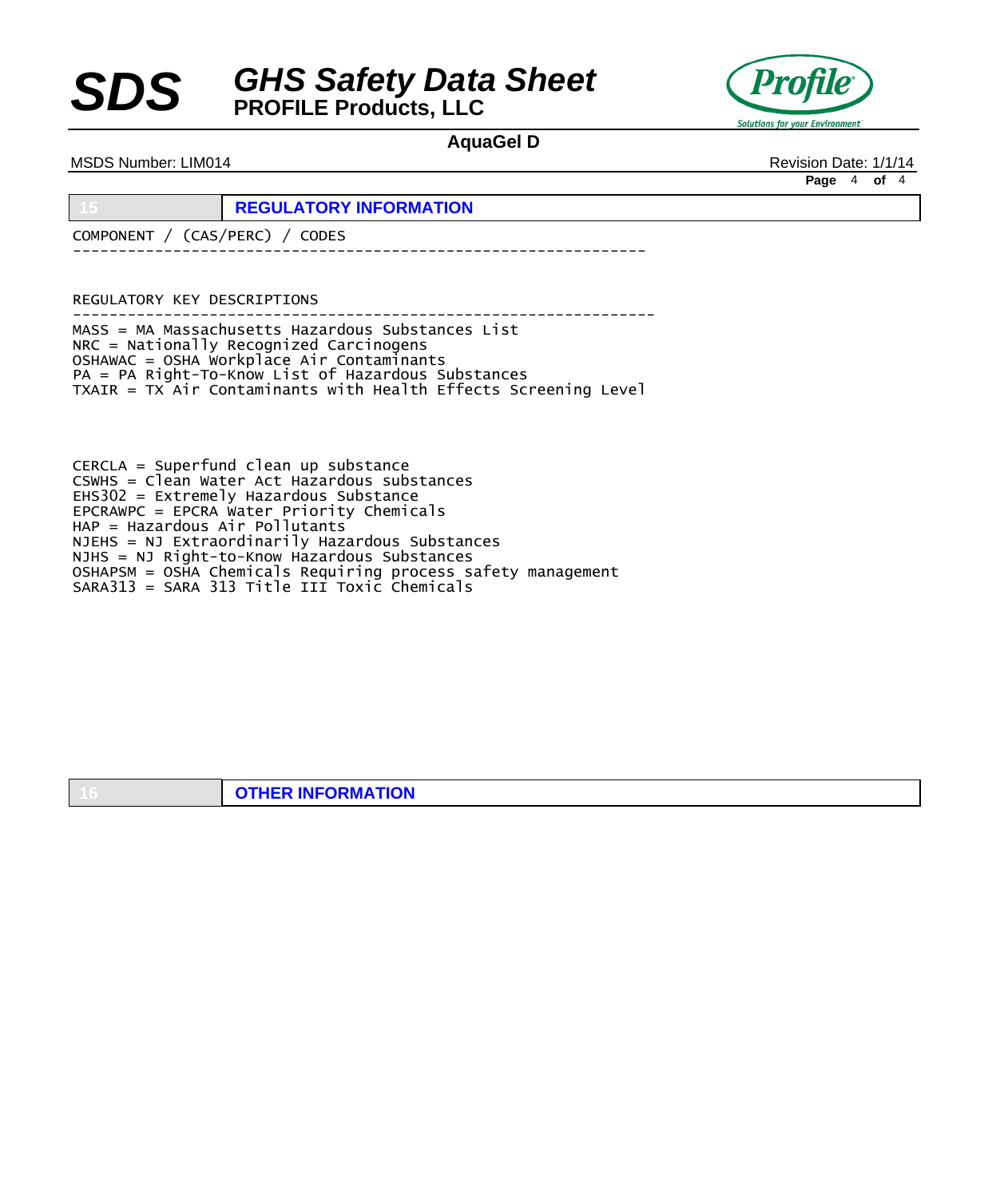## 15 REGULATORY INFORMATION

COMPONENT / (CAS/PERC) / CODES

REGULATORY KEY DESCRIPTIONS

MASS = MA Massachusetts Hazardous Substances List
NRC = Nationally Recognized Carcinogens
OSHAWAC = OSHA Workplace Air Contaminants
PA = PA Right-To-Know List of Hazardous Substances
TXAIR = TX Air Contaminants with Health Effects Screening Level

CERCLA = Superfund clean up substance
CSWHS = Clean Water Act Hazardous substances
EHS302 = Extremely Hazardous Substance
EPCRAWPC = EPCRA Water Priority Chemicals
HAP = Hazardous Air Pollutants
NJEHS = NJ Extraordinarily Hazardous Substances
NJHS = NJ Right-to-Know Hazardous Substances
OSHAPSM = OSHA Chemicals Requiring process safety management
SARA313 = SARA 313 Title III Toxic Chemicals

## 16 OTHER INFORMATION